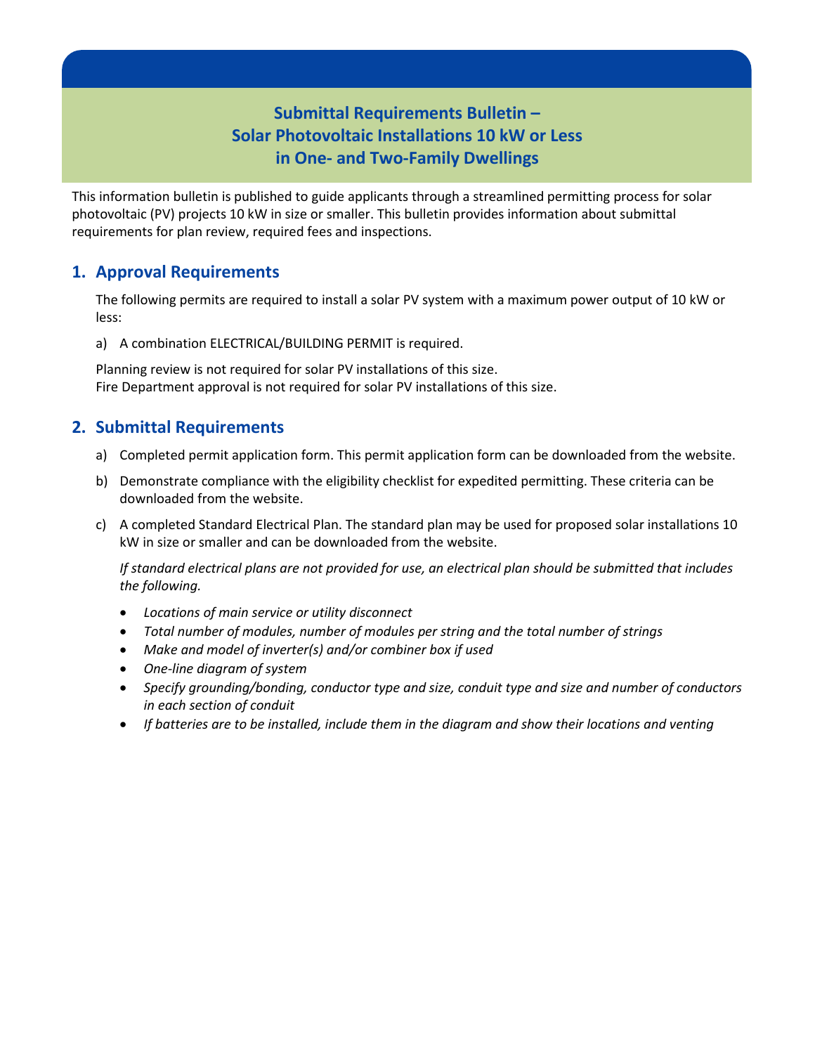# Submittal Requirements Bulletin – Solar Photovoltaic Installations 10 kW or Less in One- and Two-Family Dwellings

This information bulletin is published to guide applicants through a streamlined permitting process for solar photovoltaic (PV) projects 10 kW in size or smaller. This bulletin provides information about submittal requirements for plan review, required fees and inspections.

## 1. Approval Requirements

The following permits are required to install a solar PV system with a maximum power output of 10 kW or less:

a) A combination ELECTRICAL/BUILDING PERMIT is required.

Planning review is not required for solar PV installations of this size.
Fire Department approval is not required for solar PV installations of this size.

## 2. Submittal Requirements

a) Completed permit application form. This permit application form can be downloaded from the website.

b) Demonstrate compliance with the eligibility checklist for expedited permitting. These criteria can be downloaded from the website.

c) A completed Standard Electrical Plan. The standard plan may be used for proposed solar installations 10 kW in size or smaller and can be downloaded from the website.

*If standard electrical plans are not provided for use, an electrical plan should be submitted that includes the following.*

- *Locations of main service or utility disconnect*
- *Total number of modules, number of modules per string and the total number of strings*
- *Make and model of inverter(s) and/or combiner box if used*
- *One-line diagram of system*
- *Specify grounding/bonding, conductor type and size, conduit type and size and number of conductors in each section of conduit*
- *If batteries are to be installed, include them in the diagram and show their locations and venting*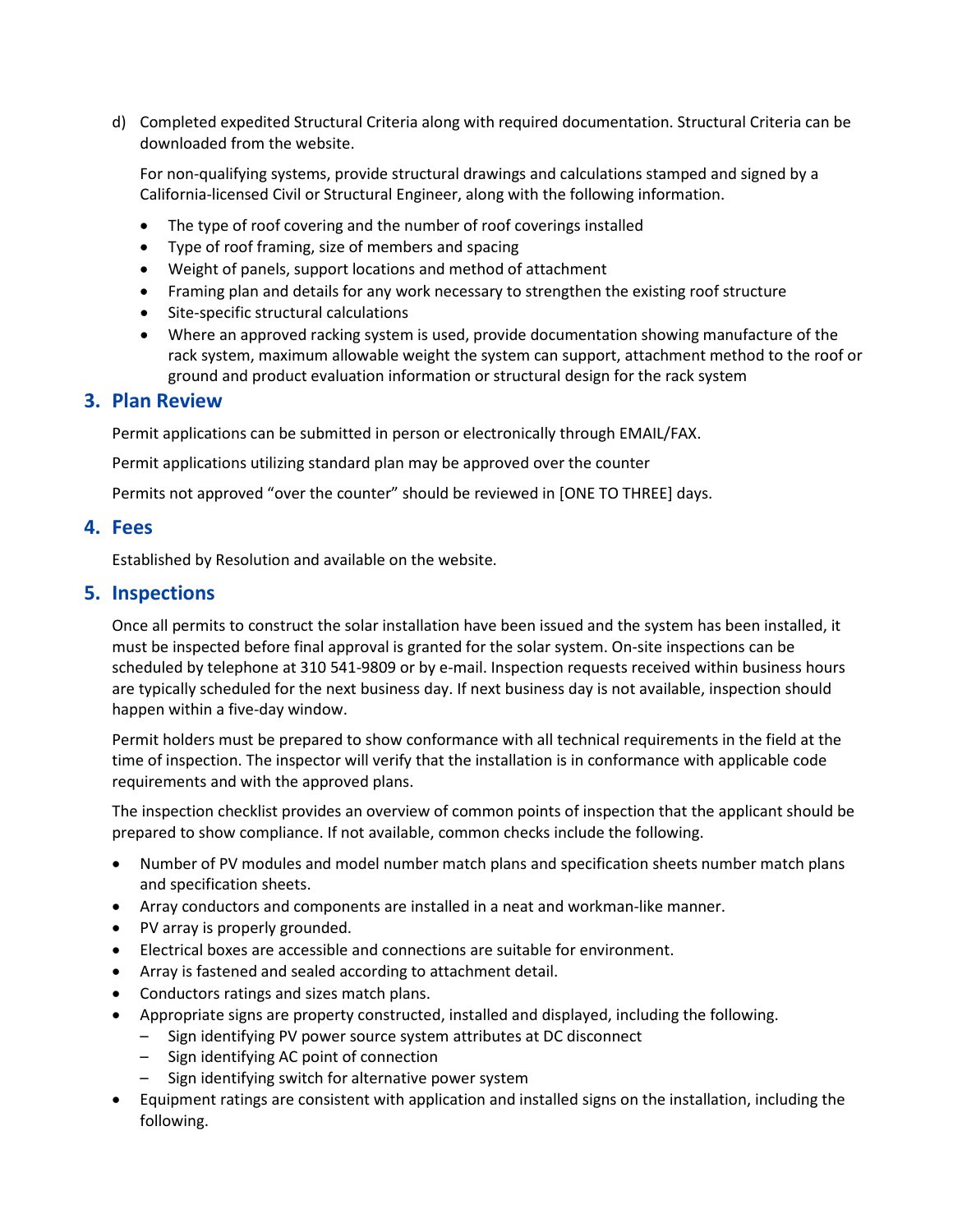d) Completed expedited Structural Criteria along with required documentation. Structural Criteria can be downloaded from the website.

   For non-qualifying systems, provide structural drawings and calculations stamped and signed by a California-licensed Civil or Structural Engineer, along with the following information.

   - The type of roof covering and the number of roof coverings installed
   - Type of roof framing, size of members and spacing
   - Weight of panels, support locations and method of attachment
   - Framing plan and details for any work necessary to strengthen the existing roof structure
   - Site-specific structural calculations
   - Where an approved racking system is used, provide documentation showing manufacture of the rack system, maximum allowable weight the system can support, attachment method to the roof or ground and product evaluation information or structural design for the rack system

## 3. Plan Review

Permit applications can be submitted in person or electronically through EMAIL/FAX.

Permit applications utilizing standard plan may be approved over the counter

Permits not approved "over the counter" should be reviewed in [ONE TO THREE] days.

## 4. Fees

Established by Resolution and available on the website.

## 5. Inspections

Once all permits to construct the solar installation have been issued and the system has been installed, it must be inspected before final approval is granted for the solar system. On-site inspections can be scheduled by telephone at 310 541-9809 or by e-mail. Inspection requests received within business hours are typically scheduled for the next business day. If next business day is not available, inspection should happen within a five-day window.

Permit holders must be prepared to show conformance with all technical requirements in the field at the time of inspection. The inspector will verify that the installation is in conformance with applicable code requirements and with the approved plans.

The inspection checklist provides an overview of common points of inspection that the applicant should be prepared to show compliance. If not available, common checks include the following.

- Number of PV modules and model number match plans and specification sheets number match plans and specification sheets.
- Array conductors and components are installed in a neat and workman-like manner.
- PV array is properly grounded.
- Electrical boxes are accessible and connections are suitable for environment.
- Array is fastened and sealed according to attachment detail.
- Conductors ratings and sizes match plans.
- Appropriate signs are property constructed, installed and displayed, including the following.
  - Sign identifying PV power source system attributes at DC disconnect
  - Sign identifying AC point of connection
  - Sign identifying switch for alternative power system
- Equipment ratings are consistent with application and installed signs on the installation, including the following.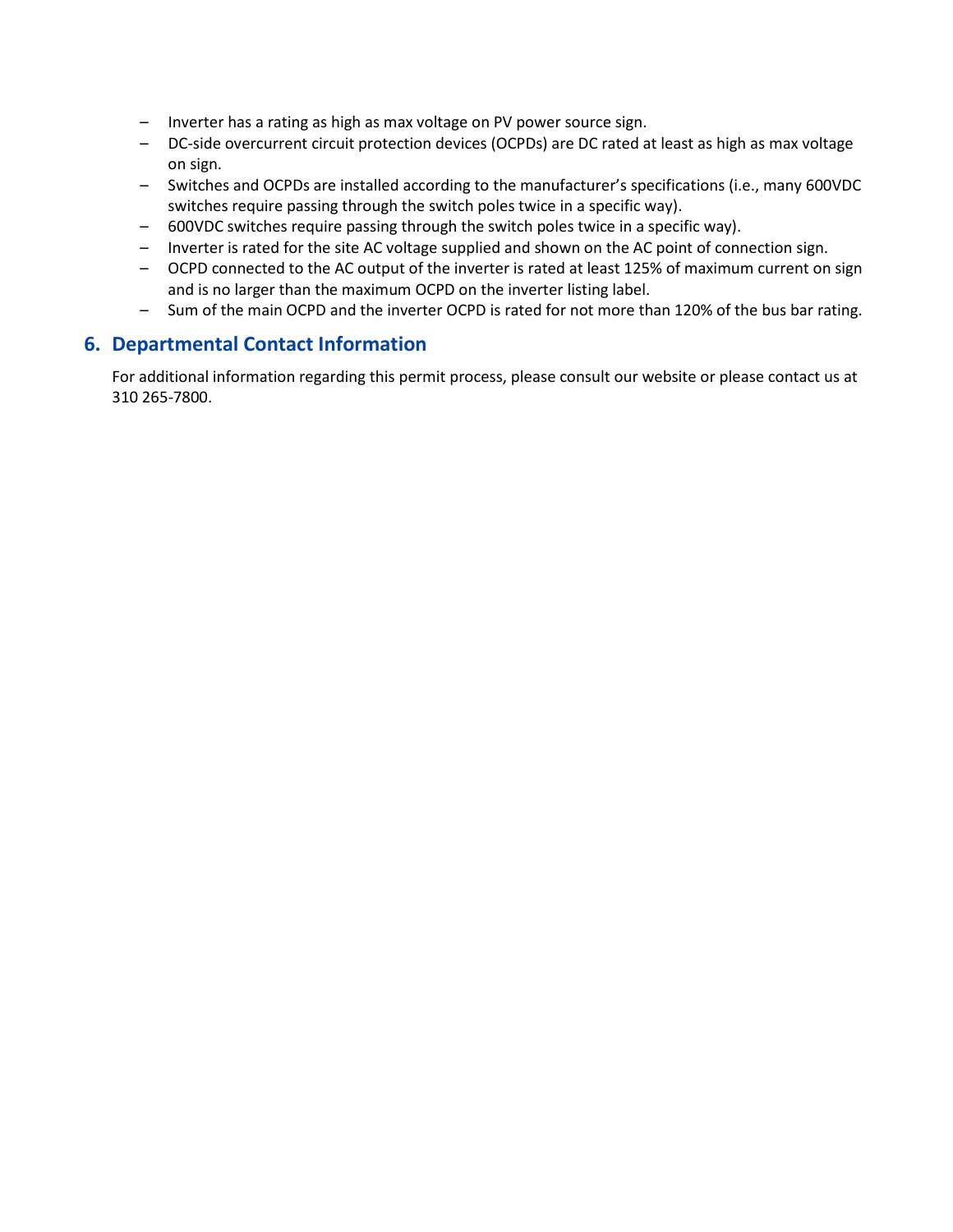- Inverter has a rating as high as max voltage on PV power source sign.
- DC-side overcurrent circuit protection devices (OCPDs) are DC rated at least as high as max voltage on sign.
- Switches and OCPDs are installed according to the manufacturer's specifications (i.e., many 600VDC switches require passing through the switch poles twice in a specific way).
- 600VDC switches require passing through the switch poles twice in a specific way).
- Inverter is rated for the site AC voltage supplied and shown on the AC point of connection sign.
- OCPD connected to the AC output of the inverter is rated at least 125% of maximum current on sign and is no larger than the maximum OCPD on the inverter listing label.
- Sum of the main OCPD and the inverter OCPD is rated for not more than 120% of the bus bar rating.

## 6. Departmental Contact Information

For additional information regarding this permit process, please consult our website or please contact us at 310 265-7800.